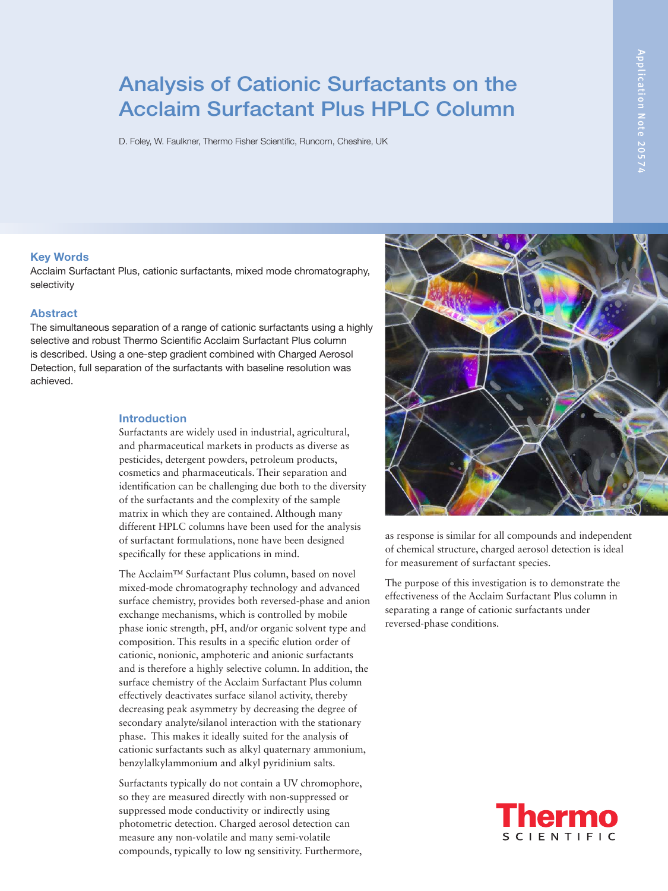# Analysis of Cationic Surfactants on the Acclaim Surfactant Plus HPLC Column

D. Foley, W. Faulkner, Thermo Fisher Scientific, Runcorn, Cheshire, UK

Application Note 20574

## Key Words

Acclaim Surfactant Plus, cationic surfactants, mixed mode chromatography, selectivity

## Abstract

The simultaneous separation of a range of cationic surfactants using a highly selective and robust Thermo Scientific Acclaim Surfactant Plus column is described. Using a one-step gradient combined with Charged Aerosol Detection, full separation of the surfactants with baseline resolution was achieved.

## Introduction

Surfactants are widely used in industrial, agricultural, and pharmaceutical markets in products as diverse as pesticides, detergent powders, petroleum products, cosmetics and pharmaceuticals. Their separation and identification can be challenging due both to the diversity of the surfactants and the complexity of the sample matrix in which they are contained. Although many different HPLC columns have been used for the analysis of surfactant formulations, none have been designed specifically for these applications in mind.

The Acclaim™ Surfactant Plus column, based on novel mixed-mode chromatography technology and advanced surface chemistry, provides both reversed-phase and anion exchange mechanisms, which is controlled by mobile phase ionic strength, pH, and/or organic solvent type and composition. This results in a specific elution order of cationic, nonionic, amphoteric and anionic surfactants and is therefore a highly selective column. In addition, the surface chemistry of the Acclaim Surfactant Plus column effectively deactivates surface silanol activity, thereby decreasing peak asymmetry by decreasing the degree of secondary analyte/silanol interaction with the stationary phase. This makes it ideally suited for the analysis of cationic surfactants such as alkyl quaternary ammonium, benzylalkylammonium and alkyl pyridinium salts.

Surfactants typically do not contain a UV chromophore, so they are measured directly with non-suppressed or suppressed mode conductivity or indirectly using photometric detection. Charged aerosol detection can measure any non-volatile and many semi-volatile compounds, typically to low ng sensitivity. Furthermore, as response is similar for all compounds and independent of chemical structure, charged aerosol detection is ideal for measurement of surfactant species.

The purpose of this investigation is to demonstrate the effectiveness of the Acclaim Surfactant Plus column in separating a range of cationic surfactants under reversed-phase conditions.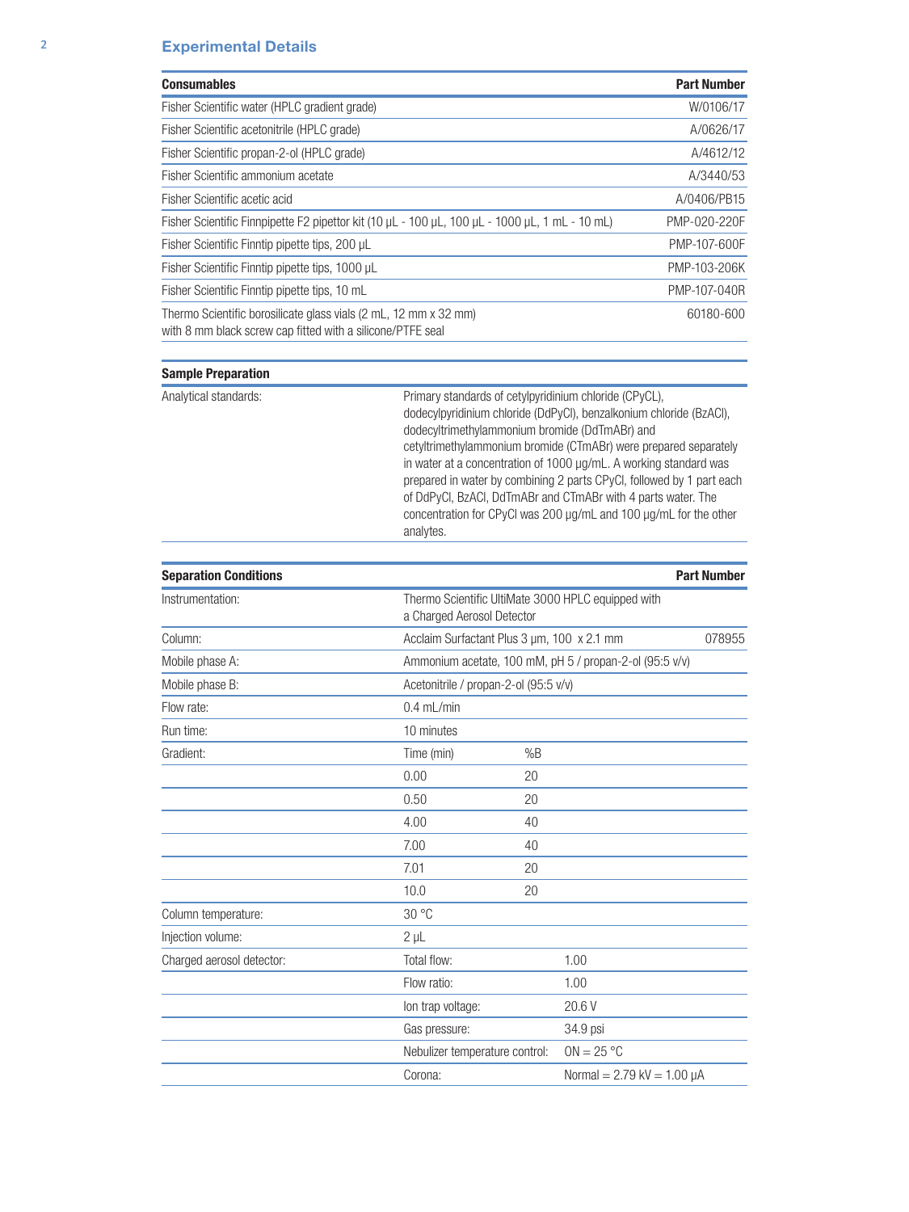## Experimental Details

| Consumables | Part Number |
|---|---|
| Fisher Scientific water (HPLC gradient grade) | W/0106/17 |
| Fisher Scientific acetonitrile (HPLC grade) | A/0626/17 |
| Fisher Scientific propan-2-ol (HPLC grade) | A/4612/12 |
| Fisher Scientific ammonium acetate | A/3440/53 |
| Fisher Scientific acetic acid | A/0406/PB15 |
| Fisher Scientific Finnpipette F2 pipettor kit (10 µL - 100 µL, 100 µL - 1000 µL, 1 mL - 10 mL) | PMP-020-220F |
| Fisher Scientific Finntip pipette tips, 200 µL | PMP-107-600F |
| Fisher Scientific Finntip pipette tips, 1000 µL | PMP-103-206K |
| Fisher Scientific Finntip pipette tips, 10 mL | PMP-107-040R |
| Thermo Scientific borosilicate glass vials (2 mL, 12 mm x 32 mm) with 8 mm black screw cap fitted with a silicone/PTFE seal | 60180-600 |

| Sample Preparation | |
|---|---|
| Analytical standards: | Primary standards of cetylpyridinium chloride (CPyCL), dodecylpyridinium chloride (DdPyCl), benzalkonium chloride (BzACl), dodecyltrimethylammonium bromide (DdTmABr) and cetyltrimethylammonium bromide (CTmABr) were prepared separately in water at a concentration of 1000 µg/mL. A working standard was prepared in water by combining 2 parts CPyCl, followed by 1 part each of DdPyCl, BzACl, DdTmABr and CTmABr with 4 parts water. The concentration for CPyCl was 200 µg/mL and 100 µg/mL for the other analytes. |

| Separation Conditions | | | Part Number |
|---|---|---|---|
| Instrumentation: | Thermo Scientific UltiMate 3000 HPLC equipped with a Charged Aerosol Detector | | |
| Column: | Acclaim Surfactant Plus 3 µm, 100 x 2.1 mm | | 078955 |
| Mobile phase A: | Ammonium acetate, 100 mM, pH 5 / propan-2-ol (95:5 v/v) | | |
| Mobile phase B: | Acetonitrile / propan-2-ol (95:5 v/v) | | |
| Flow rate: | 0.4 mL/min | | |
| Run time: | 10 minutes | | |
| Gradient: | Time (min) | %B | |
| | 0.00 | 20 | |
| | 0.50 | 20 | |
| | 4.00 | 40 | |
| | 7.00 | 40 | |
| | 7.01 | 20 | |
| | 10.0 | 20 | |
| Column temperature: | 30 °C | | |
| Injection volume: | 2 µL | | |
| Charged aerosol detector: | Total flow: | 1.00 | |
| | Flow ratio: | 1.00 | |
| | Ion trap voltage: | 20.6 V | |
| | Gas pressure: | 34.9 psi | |
| | Nebulizer temperature control: | ON = 25 °C | |
| | Corona: | Normal = 2.79 kV = 1.00 µA | |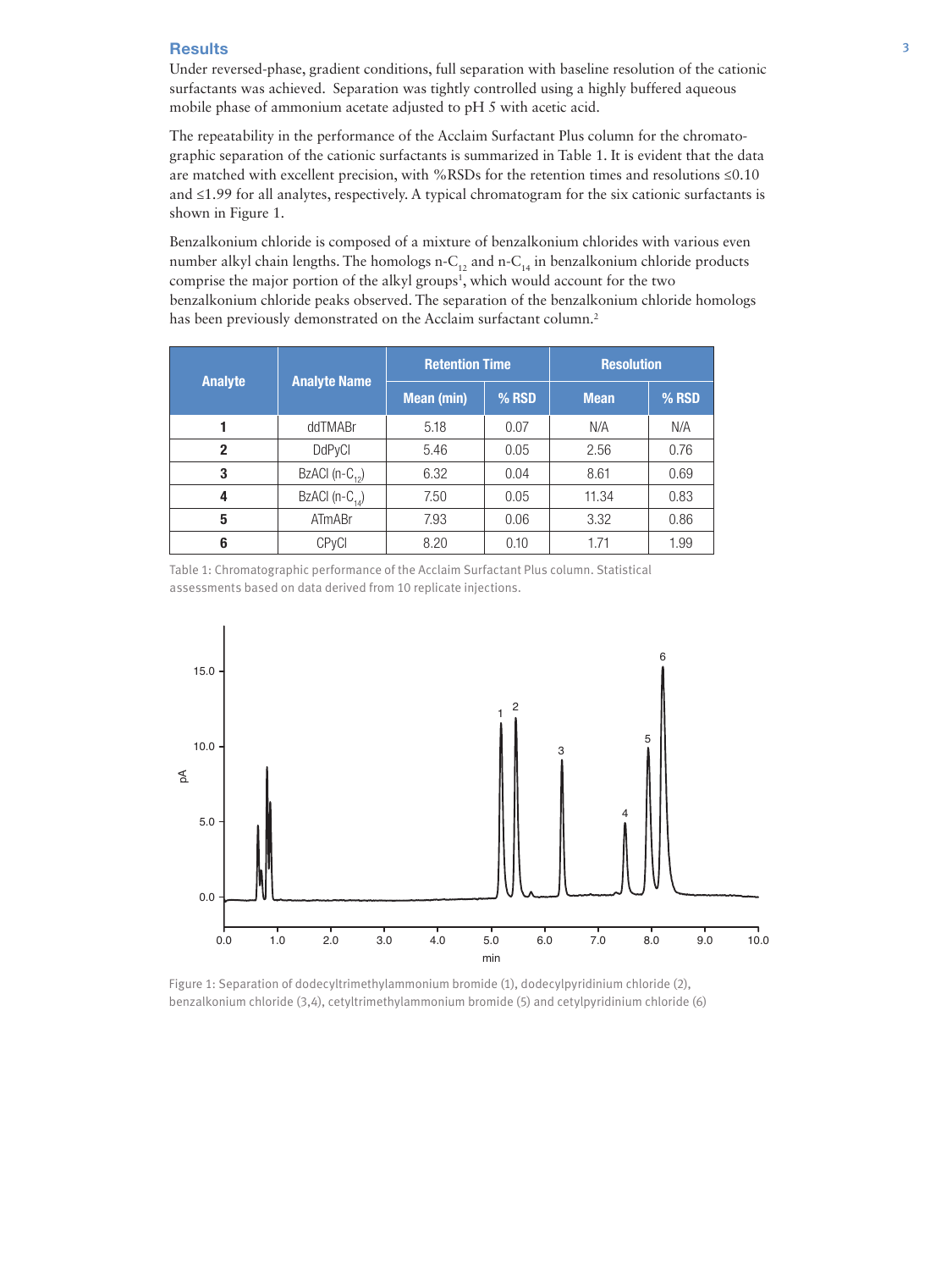## Results

Under reversed-phase, gradient conditions, full separation with baseline resolution of the cationic surfactants was achieved. Separation was tightly controlled using a highly buffered aqueous mobile phase of ammonium acetate adjusted to pH 5 with acetic acid.

The repeatability in the performance of the Acclaim Surfactant Plus column for the chromatographic separation of the cationic surfactants is summarized in Table 1. It is evident that the data are matched with excellent precision, with %RSDs for the retention times and resolutions ≤0.10 and ≤1.99 for all analytes, respectively. A typical chromatogram for the six cationic surfactants is shown in Figure 1.

Benzalkonium chloride is composed of a mixture of benzalkonium chlorides with various even number alkyl chain lengths. The homologs n-$C_{12}$ and n-$C_{14}$ in benzalkonium chloride products comprise the major portion of the alkyl groups[1], which would account for the two benzalkonium chloride peaks observed. The separation of the benzalkonium chloride homologs has been previously demonstrated on the Acclaim surfactant column.[2]

| Analyte | Analyte Name | Retention Time | | Resolution | |
|---|---|---|---|---|---|
| | | Mean (min) | % RSD | Mean | % RSD |
| 1 | ddTMABr | 5.18 | 0.07 | N/A | N/A |
| 2 | DdPyCl | 5.46 | 0.05 | 2.56 | 0.76 |
| 3 | BzACl (n-$C_{12}$) | 6.32 | 0.04 | 8.61 | 0.69 |
| 4 | BzACl (n-$C_{14}$) | 7.50 | 0.05 | 11.34 | 0.83 |
| 5 | ATmABr | 7.93 | 0.06 | 3.32 | 0.86 |
| 6 | CPyCl | 8.20 | 0.10 | 1.71 | 1.99 |

Table 1: Chromatographic performance of the Acclaim Surfactant Plus column. Statistical assessments based on data derived from 10 replicate injections.

Figure 1: Separation of dodecyltrimethylammonium bromide (1), dodecylpyridinium chloride (2), benzalkonium chloride (3,4), cetyltrimethylammonium bromide (5) and cetylpyridinium chloride (6)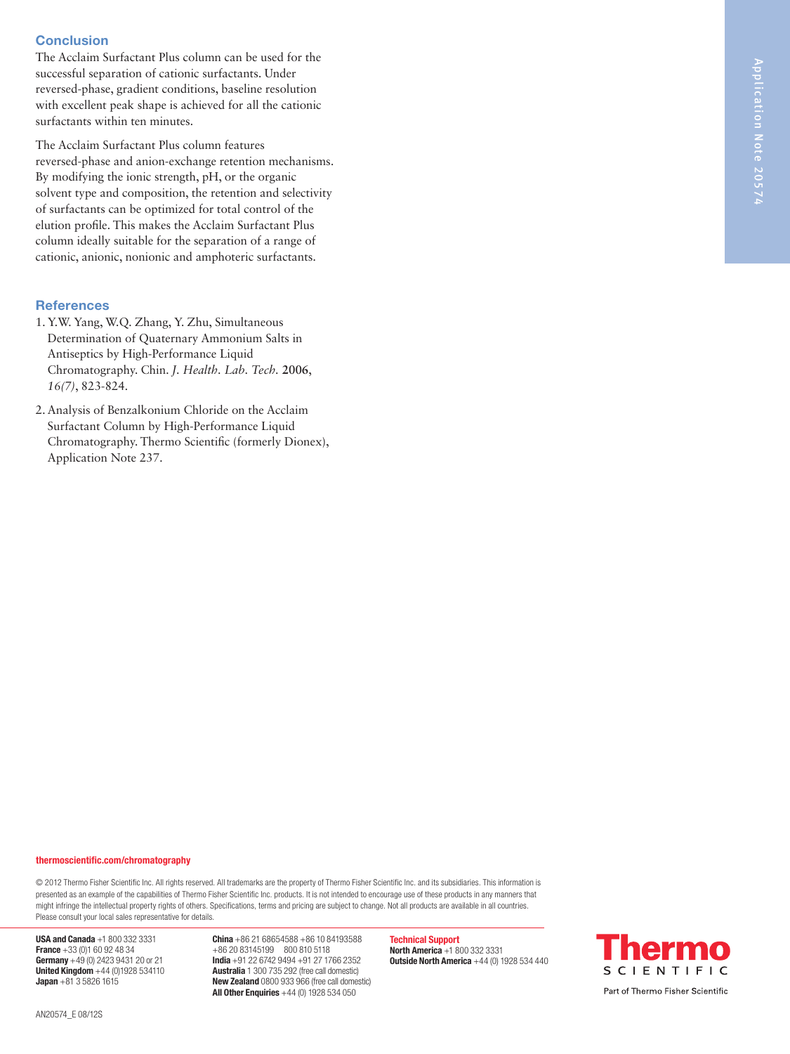## Conclusion

The Acclaim Surfactant Plus column can be used for the successful separation of cationic surfactants. Under reversed-phase, gradient conditions, baseline resolution with excellent peak shape is achieved for all the cationic surfactants within ten minutes.

The Acclaim Surfactant Plus column features reversed-phase and anion-exchange retention mechanisms. By modifying the ionic strength, pH, or the organic solvent type and composition, the retention and selectivity of surfactants can be optimized for total control of the elution profile. This makes the Acclaim Surfactant Plus column ideally suitable for the separation of a range of cationic, anionic, nonionic and amphoteric surfactants.

## References

1. Y.W. Yang, W.Q. Zhang, Y. Zhu, Simultaneous Determination of Quaternary Ammonium Salts in Antiseptics by High-Performance Liquid Chromatography. Chin. *J. Health. Lab. Tech.* **2006**, *16(7)*, 823-824.
2. Analysis of Benzalkonium Chloride on the Acclaim Surfactant Column by High-Performance Liquid Chromatography. Thermo Scientific (formerly Dionex), Application Note 237.

**thermoscientific.com/chromatography**

© 2012 Thermo Fisher Scientific Inc. All rights reserved. All trademarks are the property of Thermo Fisher Scientific Inc. and its subsidiaries. This information is presented as an example of the capabilities of Thermo Fisher Scientific Inc. products. It is not intended to encourage use of these products in any manners that might infringe the intellectual property rights of others. Specifications, terms and pricing are subject to change. Not all products are available in all countries. Please consult your local sales representative for details.

**USA and Canada** +1 800 332 3331
**France** +33 (0)1 60 92 48 34
**Germany** +49 (0) 2423 9431 20 or 21
**United Kingdom** +44 (0)1928 534110
**Japan** +81 3 5826 1615

**China** +86 21 68654588 +86 10 84193588 +86 20 83145199 800 810 5118
**India** +91 22 6742 9494 +91 27 1766 2352
**Australia** 1 300 735 292 (free call domestic)
**New Zealand** 0800 933 966 (free call domestic)
**All Other Enquiries** +44 (0) 1928 534 050

**Technical Support**
**North America** +1 800 332 3331
**Outside North America** +44 (0) 1928 534 440

Thermo SCIENTIFIC
Part of Thermo Fisher Scientific

AN20574_E 08/12S